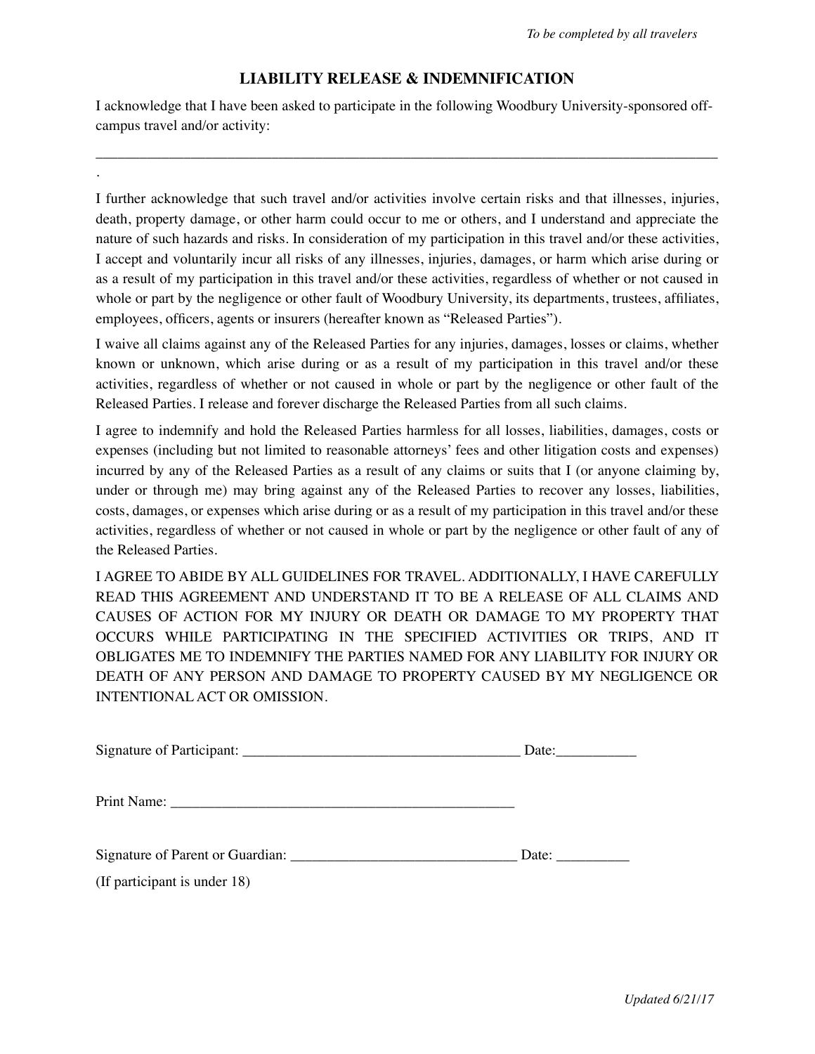*To be completed by all travelers*

## LIABILITY RELEASE & INDEMNIFICATION

I acknowledge that I have been asked to participate in the following Woodbury University-sponsored off-campus travel and/or activity:

______________________________________________________________________________________.

I further acknowledge that such travel and/or activities involve certain risks and that illnesses, injuries, death, property damage, or other harm could occur to me or others, and I understand and appreciate the nature of such hazards and risks. In consideration of my participation in this travel and/or these activities, I accept and voluntarily incur all risks of any illnesses, injuries, damages, or harm which arise during or as a result of my participation in this travel and/or these activities, regardless of whether or not caused in whole or part by the negligence or other fault of Woodbury University, its departments, trustees, affiliates, employees, officers, agents or insurers (hereafter known as "Released Parties").

I waive all claims against any of the Released Parties for any injuries, damages, losses or claims, whether known or unknown, which arise during or as a result of my participation in this travel and/or these activities, regardless of whether or not caused in whole or part by the negligence or other fault of the Released Parties. I release and forever discharge the Released Parties from all such claims.

I agree to indemnify and hold the Released Parties harmless for all losses, liabilities, damages, costs or expenses (including but not limited to reasonable attorneys' fees and other litigation costs and expenses) incurred by any of the Released Parties as a result of any claims or suits that I (or anyone claiming by, under or through me) may bring against any of the Released Parties to recover any losses, liabilities, costs, damages, or expenses which arise during or as a result of my participation in this travel and/or these activities, regardless of whether or not caused in whole or part by the negligence or other fault of any of the Released Parties.

I AGREE TO ABIDE BY ALL GUIDELINES FOR TRAVEL. ADDITIONALLY, I HAVE CAREFULLY READ THIS AGREEMENT AND UNDERSTAND IT TO BE A RELEASE OF ALL CLAIMS AND CAUSES OF ACTION FOR MY INJURY OR DEATH OR DAMAGE TO MY PROPERTY THAT OCCURS WHILE PARTICIPATING IN THE SPECIFIED ACTIVITIES OR TRIPS, AND IT OBLIGATES ME TO INDEMNIFY THE PARTIES NAMED FOR ANY LIABILITY FOR INJURY OR DEATH OF ANY PERSON AND DAMAGE TO PROPERTY CAUSED BY MY NEGLIGENCE OR INTENTIONAL ACT OR OMISSION.

Signature of Participant: ______________________________________ Date:___________

Print Name: _______________________________________________

Signature of Parent or Guardian: _______________________________ Date: __________

(If participant is under 18)

*Updated 6/21/17*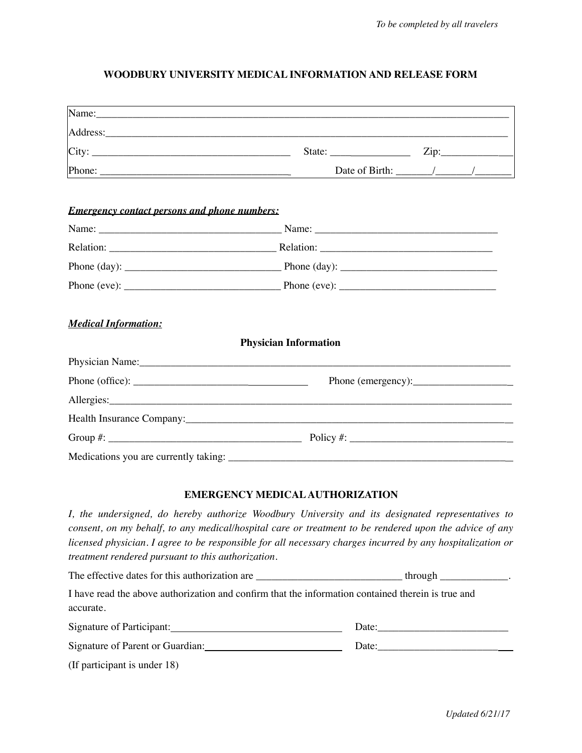*To be completed by all travelers*

# WOODBURY UNIVERSITY MEDICAL INFORMATION AND RELEASE FORM

| | | |
|---|---|---|
| Name:_______________________________________________ | | |
| Address:_____________________________________________ | | |
| City: ______________________________ | State: ____________ | Zip:____________ |
| Phone: _____________________________ | Date of Birth: ______/______/______ | |

***Emergency contact persons and phone numbers:***

| | |
|---|---|
| Name: ______________________________ | Name: ______________________________ |
| Relation: ___________________________ | Relation: ___________________________ |
| Phone (day): ________________________ | Phone (day): ________________________ |
| Phone (eve): ________________________ | Phone (eve): ________________________ |

***Medical Information:***

**Physician Information**

Physician Name:_____________________________________________________

Phone (office): __________________________ Phone (emergency):__________________

Allergies:_________________________________________________________

Health Insurance Company:___________________________________________

Group #: ______________________________ Policy #: __________________________

Medications you are currently taking: ____________________________________

## EMERGENCY MEDICAL AUTHORIZATION

*I, the undersigned, do hereby authorize Woodbury University and its designated representatives to consent, on my behalf, to any medical/hospital care or treatment to be rendered upon the advice of any licensed physician. I agree to be responsible for all necessary charges incurred by any hospitalization or treatment rendered pursuant to this authorization.*

The effective dates for this authorization are ___________________________ through _____________.

I have read the above authorization and confirm that the information contained therein is true and accurate.

Signature of Participant:_______________________________ Date:_______________________

Signature of Parent or Guardian:__________________________ Date:_______________________

(If participant is under 18)

*Updated 6/21/17*